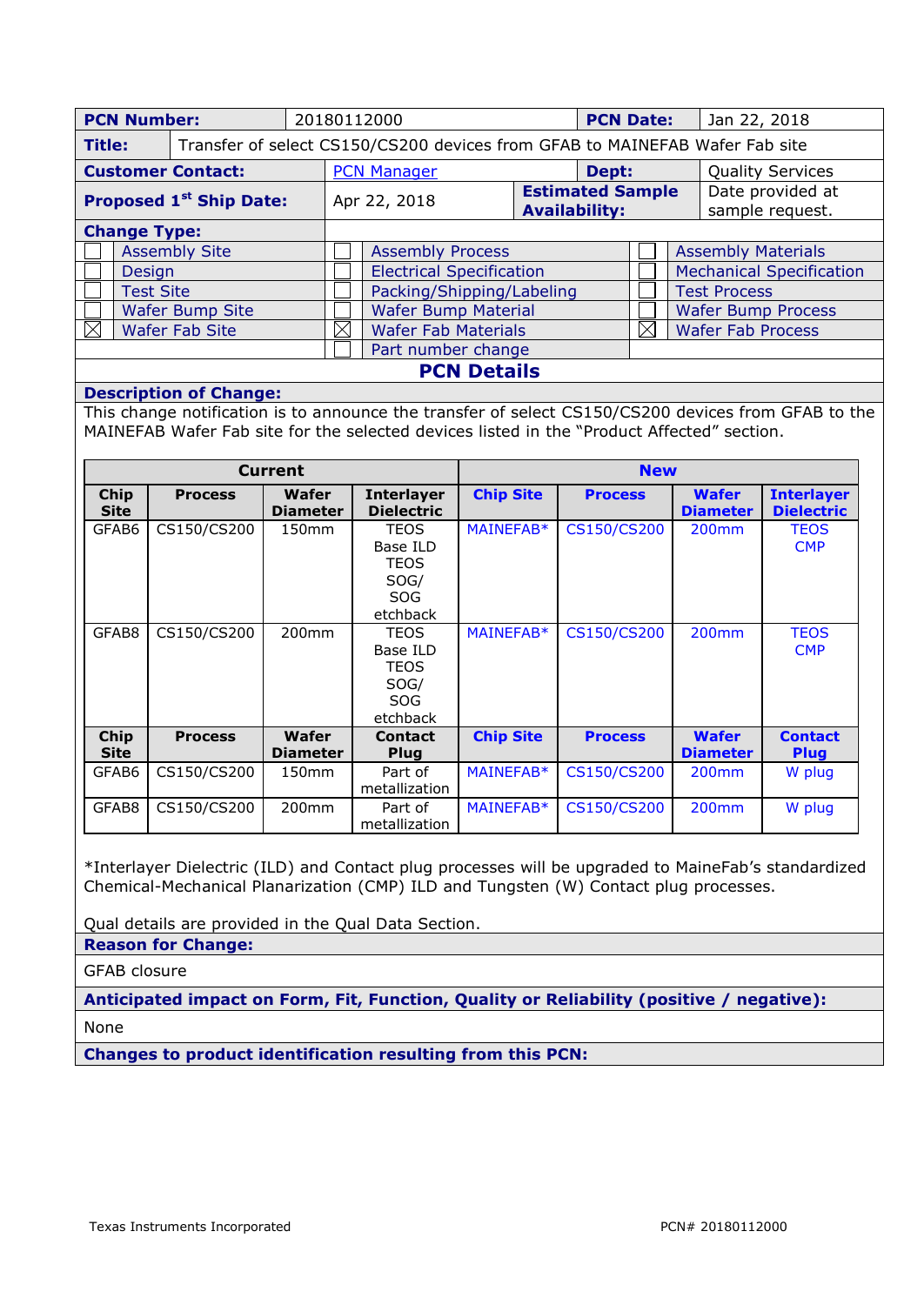| **PCN Number:** | 20180112000 | **PCN Date:** | Jan 22, 2018 |
|---|---|---|---|
| **Title:** | Transfer of select CS150/CS200 devices from GFAB to MAINEFAB Wafer Fab site | | |
| **Customer Contact:** | PCN Manager | **Dept:** | Quality Services |
| **Proposed 1st Ship Date:** | Apr 22, 2018 | **Estimated Sample Availability:** | Date provided at sample request. |

**Change Type:**

| | | | | | |
|---|---|---|---|---|---|
| ☐ | Assembly Site | ☐ | Assembly Process | ☐ | Assembly Materials |
| ☐ | Design | ☐ | Electrical Specification | ☐ | Mechanical Specification |
| ☐ | Test Site | ☐ | Packing/Shipping/Labeling | ☐ | Test Process |
| ☐ | Wafer Bump Site | ☐ | Wafer Bump Material | ☐ | Wafer Bump Process |
| ☒ | Wafer Fab Site | ☒ | Wafer Fab Materials | ☒ | Wafer Fab Process |
| | | ☐ | Part number change | | |

## PCN Details

**Description of Change:**

This change notification is to announce the transfer of select CS150/CS200 devices from GFAB to the MAINEFAB Wafer Fab site for the selected devices listed in the "Product Affected" section.

| Current | | | | New | | | |
|---|---|---|---|---|---|---|---|
| **Chip Site** | **Process** | **Wafer Diameter** | **Interlayer Dielectric** | **Chip Site** | **Process** | **Wafer Diameter** | **Interlayer Dielectric** |
| GFAB6 | CS150/CS200 | 150mm | TEOS Base ILD TEOS SOG/ SOG etchback | MAINEFAB* | CS150/CS200 | 200mm | TEOS CMP |
| GFAB8 | CS150/CS200 | 200mm | TEOS Base ILD TEOS SOG/ SOG etchback | MAINEFAB* | CS150/CS200 | 200mm | TEOS CMP |
| **Chip Site** | **Process** | **Wafer Diameter** | **Contact Plug** | **Chip Site** | **Process** | **Wafer Diameter** | **Contact Plug** |
| GFAB6 | CS150/CS200 | 150mm | Part of metallization | MAINEFAB* | CS150/CS200 | 200mm | W plug |
| GFAB8 | CS150/CS200 | 200mm | Part of metallization | MAINEFAB* | CS150/CS200 | 200mm | W plug |

*Interlayer Dielectric (ILD) and Contact plug processes will be upgraded to MaineFab's standardized Chemical-Mechanical Planarization (CMP) ILD and Tungsten (W) Contact plug processes.

Qual details are provided in the Qual Data Section.

**Reason for Change:**

GFAB closure

**Anticipated impact on Form, Fit, Function, Quality or Reliability (positive / negative):**

None

**Changes to product identification resulting from this PCN:**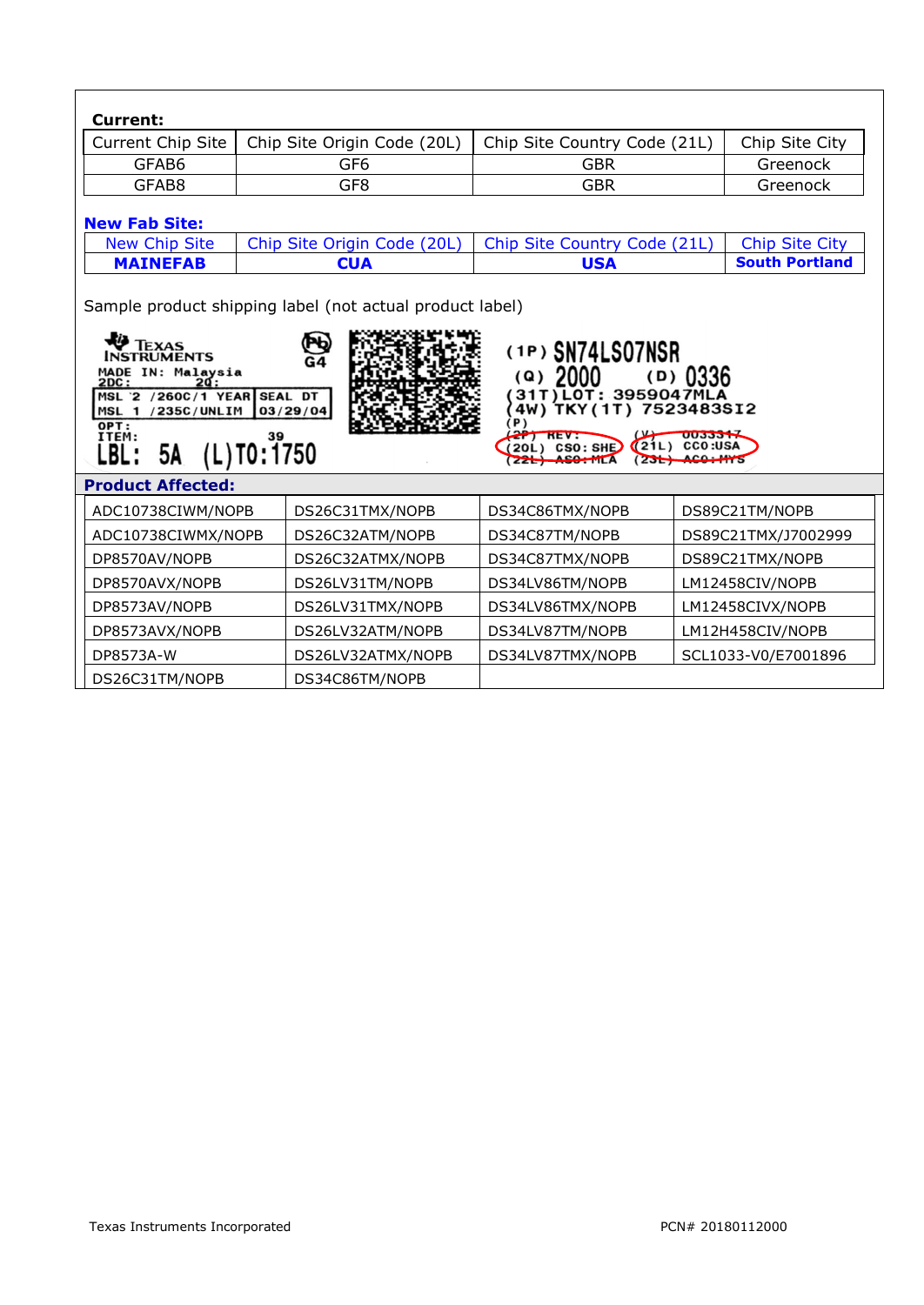**Current:**

| Current Chip Site | Chip Site Origin Code (20L) | Chip Site Country Code (21L) | Chip Site City |
|---|---|---|---|
| GFAB6 | GF6 | GBR | Greenock |
| GFAB8 | GF8 | GBR | Greenock |

**New Fab Site:**

| New Chip Site | Chip Site Origin Code (20L) | Chip Site Country Code (21L) | Chip Site City |
|---|---|---|---|
| **MAINEFAB** | **CUA** | **USA** | **South Portland** |

Sample product shipping label (not actual product label)

```
TEXAS INSTRUMENTS                    G4         (1P) SN74LS07NSR
MADE IN: Malaysia                               (Q) 2000      (D) 0336
2DC:          2Q:                               (31T)LOT: 3959047MLA
MSL 2 /260C/1 YEAR | SEAL DT                    (4W) TKY(1T) 7523483SI2
MSL 1 /235C/UNLIM  | 03/29/04                   (P)
OPT:                                            (2P) REV:        (V) 0033317
ITEM:          39                               (20L) CSO: SHE   (21L) CCO:USA
LBL: 5A  (L)T0:1750                             (22L) ASO: MLA   (23L) ACO: MYS
```

**Product Affected:**

| | | | |
|---|---|---|---|
| ADC10738CIWM/NOPB | DS26C31TMX/NOPB | DS34C86TMX/NOPB | DS89C21TM/NOPB |
| ADC10738CIWMX/NOPB | DS26C32ATM/NOPB | DS34C87TM/NOPB | DS89C21TMX/J7002999 |
| DP8570AV/NOPB | DS26C32ATMX/NOPB | DS34C87TMX/NOPB | DS89C21TMX/NOPB |
| DP8570AVX/NOPB | DS26LV31TM/NOPB | DS34LV86TM/NOPB | LM12458CIV/NOPB |
| DP8573AV/NOPB | DS26LV31TMX/NOPB | DS34LV86TMX/NOPB | LM12458CIVX/NOPB |
| DP8573AVX/NOPB | DS26LV32ATM/NOPB | DS34LV87TM/NOPB | LM12H458CIV/NOPB |
| DP8573A-W | DS26LV32ATMX/NOPB | DS34LV87TMX/NOPB | SCL1033-V0/E7001896 |
| DS26C31TM/NOPB | DS34C86TM/NOPB | | |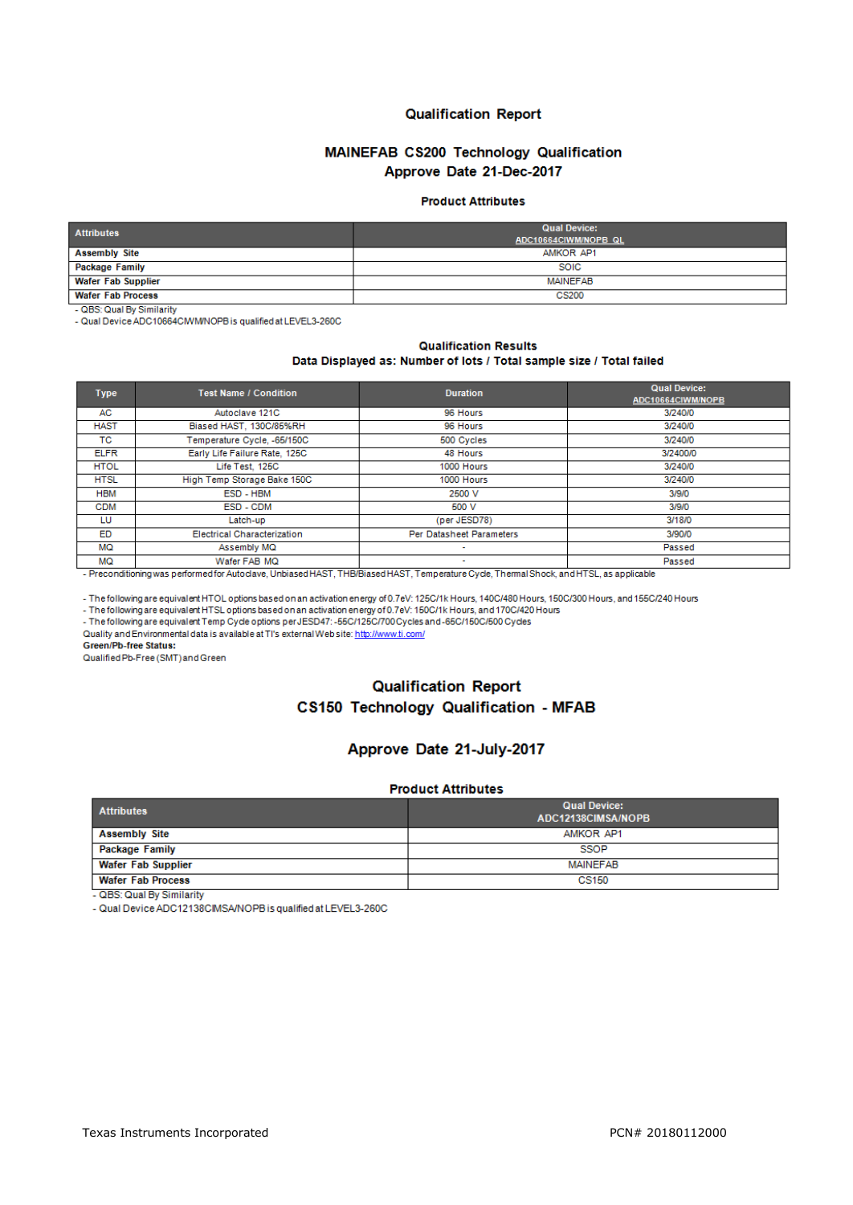# Qualification Report

## MAINEFAB CS200 Technology Qualification
## Approve Date 21-Dec-2017

### Product Attributes

| Attributes | Qual Device: ADC10664CIWM/NOPB_QL |
|---|---|
| Assembly Site | AMKOR AP1 |
| Package Family | SOIC |
| Wafer Fab Supplier | MAINEFAB |
| Wafer Fab Process | CS200 |

- QBS: Qual By Similarity
- Qual Device ADC10664CIWM/NOPB is qualified at LEVEL3-260C

### Qualification Results
### Data Displayed as: Number of lots / Total sample size / Total failed

| Type | Test Name / Condition | Duration | Qual Device: ADC10664CIWM/NOPB |
|---|---|---|---|
| AC | Autoclave 121C | 96 Hours | 3/240/0 |
| HAST | Biased HAST, 130C/85%RH | 96 Hours | 3/240/0 |
| TC | Temperature Cycle, -65/150C | 500 Cycles | 3/240/0 |
| ELFR | Early Life Failure Rate, 125C | 48 Hours | 3/2400/0 |
| HTOL | Life Test, 125C | 1000 Hours | 3/240/0 |
| HTSL | High Temp Storage Bake 150C | 1000 Hours | 3/240/0 |
| HBM | ESD - HBM | 2500 V | 3/9/0 |
| CDM | ESD - CDM | 500 V | 3/9/0 |
| LU | Latch-up | (per JESD78) | 3/18/0 |
| ED | Electrical Characterization | Per Datasheet Parameters | 3/90/0 |
| MQ | Assembly MQ | - | Passed |
| MQ | Wafer FAB MQ | - | Passed |

- Preconditioning was performed for Autoclave, Unbiased HAST, THB/Biased HAST, Temperature Cycle, Thermal Shock, and HTSL, as applicable

- The following are equivalent HTOL options based on an activation energy of 0.7eV: 125C/1k Hours, 140C/480 Hours, 150C/300 Hours, and 155C/240 Hours
- The following are equivalent HTSL options based on an activation energy of 0.7eV: 150C/1k Hours, and 170C/420 Hours
- The following are equivalent Temp Cycle options per JESD47: -55C/125C/700 Cycles and -65C/150C/500 Cycles

Quality and Environmental data is available at TI's external Web site: http://www.ti.com/

**Green/Pb-free Status:**

Qualified Pb-Free (SMT) and Green

# Qualification Report

## CS150 Technology Qualification - MFAB

## Approve Date 21-July-2017

### Product Attributes

| Attributes | Qual Device: ADC12138CIMSA/NOPB |
|---|---|
| Assembly Site | AMKOR AP1 |
| Package Family | SSOP |
| Wafer Fab Supplier | MAINEFAB |
| Wafer Fab Process | CS150 |

- QBS: Qual By Similarity
- Qual Device ADC12138CIMSA/NOPB is qualified at LEVEL3-260C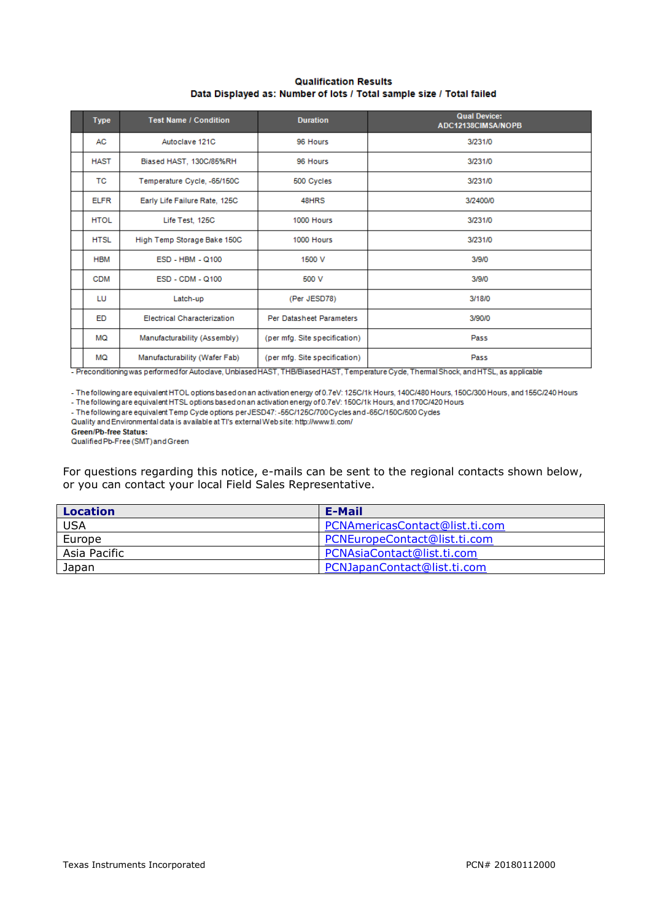**Qualification Results**

**Data Displayed as: Number of lots / Total sample size / Total failed**

| Type | Test Name / Condition | Duration | Qual Device: ADC12138CIMSA/NOPB |
|---|---|---|---|
| AC | Autoclave 121C | 96 Hours | 3/231/0 |
| HAST | Biased HAST, 130C/85%RH | 96 Hours | 3/231/0 |
| TC | Temperature Cycle, -65/150C | 500 Cycles | 3/231/0 |
| ELFR | Early Life Failure Rate, 125C | 48HRS | 3/2400/0 |
| HTOL | Life Test, 125C | 1000 Hours | 3/231/0 |
| HTSL | High Temp Storage Bake 150C | 1000 Hours | 3/231/0 |
| HBM | ESD - HBM - Q100 | 1500 V | 3/9/0 |
| CDM | ESD - CDM - Q100 | 500 V | 3/9/0 |
| LU | Latch-up | (Per JESD78) | 3/18/0 |
| ED | Electrical Characterization | Per Datasheet Parameters | 3/90/0 |
| MQ | Manufacturability (Assembly) | (per mfg. Site specification) | Pass |
| MQ | Manufacturability (Wafer Fab) | (per mfg. Site specification) | Pass |

- Preconditioning was performed for Autoclave, Unbiased HAST, THB/Biased HAST, Temperature Cycle, Thermal Shock, and HTSL, as applicable

- The following are equivalent HTOL options based on an activation energy of 0.7eV: 125C/1k Hours, 140C/480 Hours, 150C/300 Hours, and 155C/240 Hours
- The following are equivalent HTSL options based on an activation energy of 0.7eV: 150C/1k Hours, and 170C/420 Hours
- The following are equivalent Temp Cycle options per JESD47: -55C/125C/700 Cycles and -65C/150C/500 Cycles

Quality and Environmental data is available at TI's external Web site: http://www.ti.com/

**Green/Pb-free Status:**

Qualified Pb-Free (SMT) and Green

For questions regarding this notice, e-mails can be sent to the regional contacts shown below, or you can contact your local Field Sales Representative.

| Location | E-Mail |
|---|---|
| USA | PCNAmericasContact@list.ti.com |
| Europe | PCNEuropeContact@list.ti.com |
| Asia Pacific | PCNAsiaContact@list.ti.com |
| Japan | PCNJapanContact@list.ti.com |